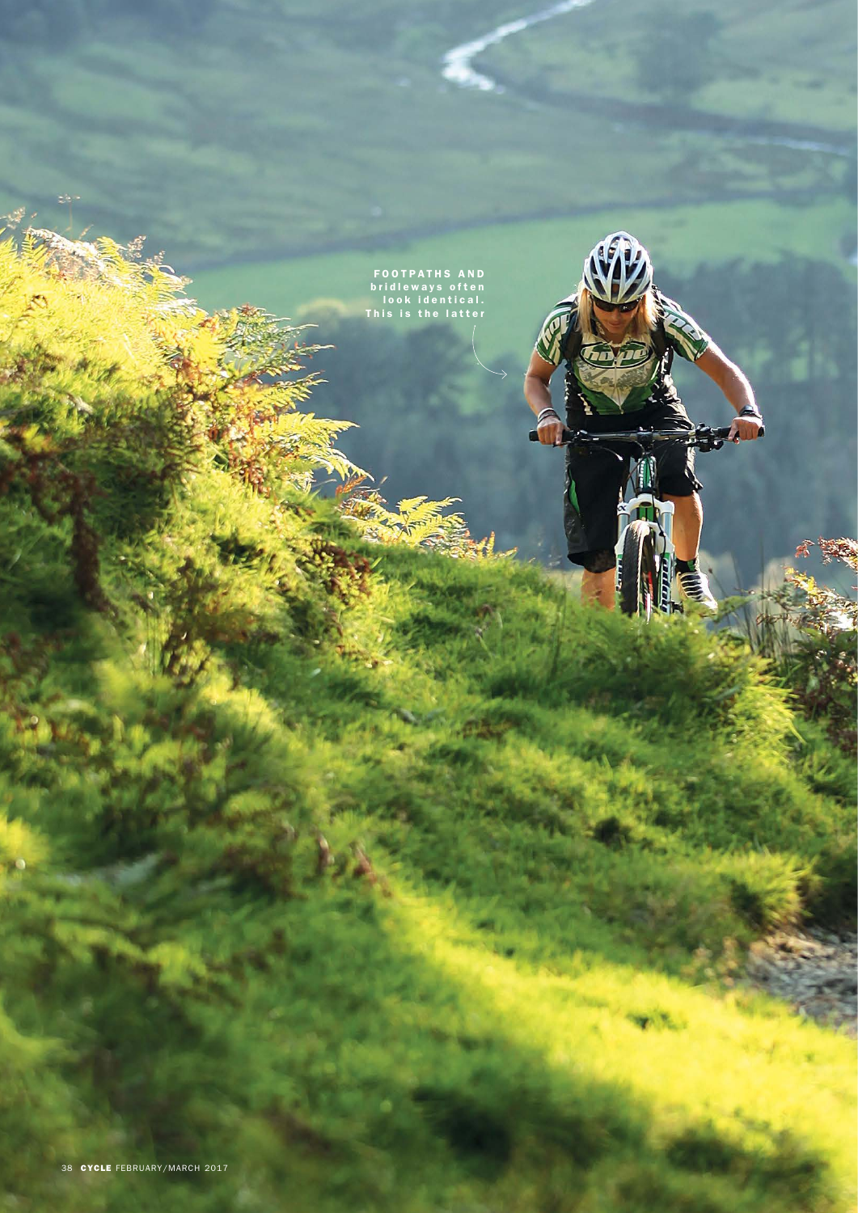FOOTPATHS AND bridleways often look identical. This is the latter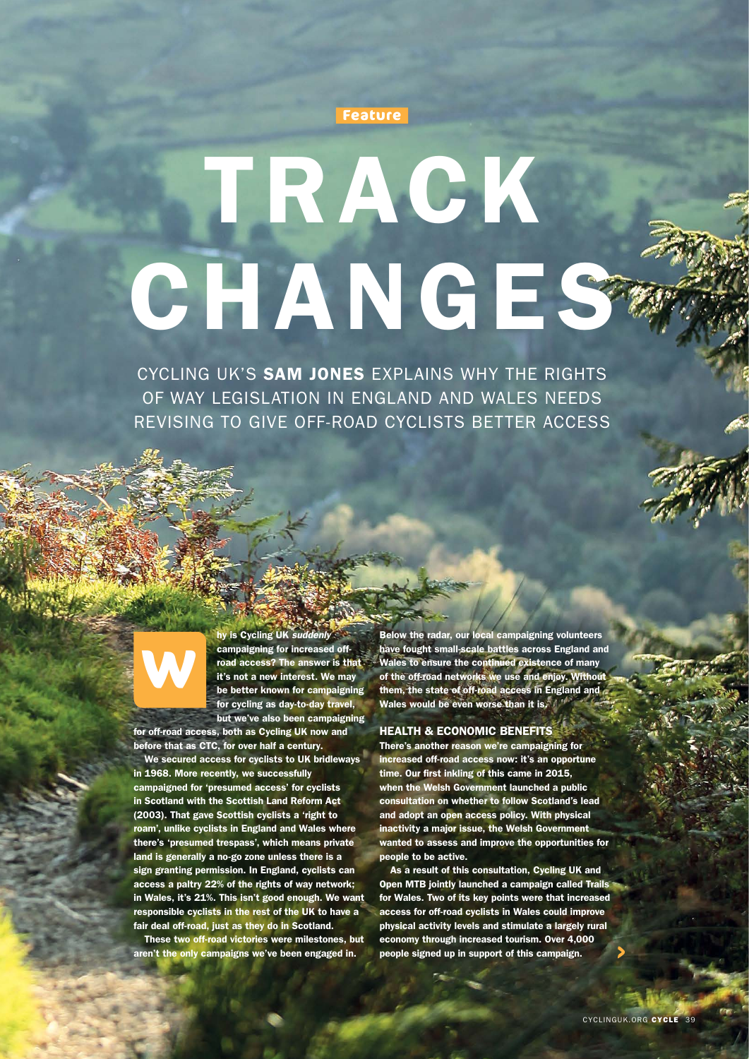Feature

# TRACK CHANGES

CYCLING UK'S **SAM JONES** EXPLAINS WHY THE RIGHTS OF WAY LEGISLATION IN ENGLAND AND WALES NEEDS REVISING TO GIVE OFF-ROAD CYCLISTS BETTER ACCESS

**Why is Cycling UK *suddenly* campaigning for increased off-road access? The answer is that it's not a new interest. We may be better known for campaigning for cycling as day-to-day travel, but we've also been campaigning for off-road access, both as Cycling UK now and before that as CTC, for over half a century.**

**We secured access for cyclists to UK bridleways in 1968. More recently, we successfully campaigned for 'presumed access' for cyclists in Scotland with the Scottish Land Reform Act (2003). That gave Scottish cyclists a 'right to roam', unlike cyclists in England and Wales where there's 'presumed trespass', which means private land is generally a no-go zone unless there is a sign granting permission. In England, cyclists can access a paltry 22% of the rights of way network; in Wales, it's 21%. This isn't good enough. We want responsible cyclists in the rest of the UK to have a fair deal off-road, just as they do in Scotland.**

**These two off-road victories were milestones, but aren't the only campaigns we've been engaged in. Below the radar, our local campaigning volunteers have fought small-scale battles across England and Wales to ensure the continued existence of many of the off-road networks we use and enjoy. Without them, the state of off-road access in England and Wales would be even worse than it is.**

## HEALTH & ECONOMIC BENEFITS

**There's another reason we're campaigning for increased off-road access now: it's an opportune time. Our first inkling of this came in 2015, when the Welsh Government launched a public consultation on whether to follow Scotland's lead and adopt an open access policy. With physical inactivity a major issue, the Welsh Government wanted to assess and improve the opportunities for people to be active.**

**As a result of this consultation, Cycling UK and Open MTB jointly launched a campaign called Trails for Wales. Two of its key points were that increased access for off-road cyclists in Wales could improve physical activity levels and stimulate a largely rural economy through increased tourism. Over 4,000 people signed up in support of this campaign.**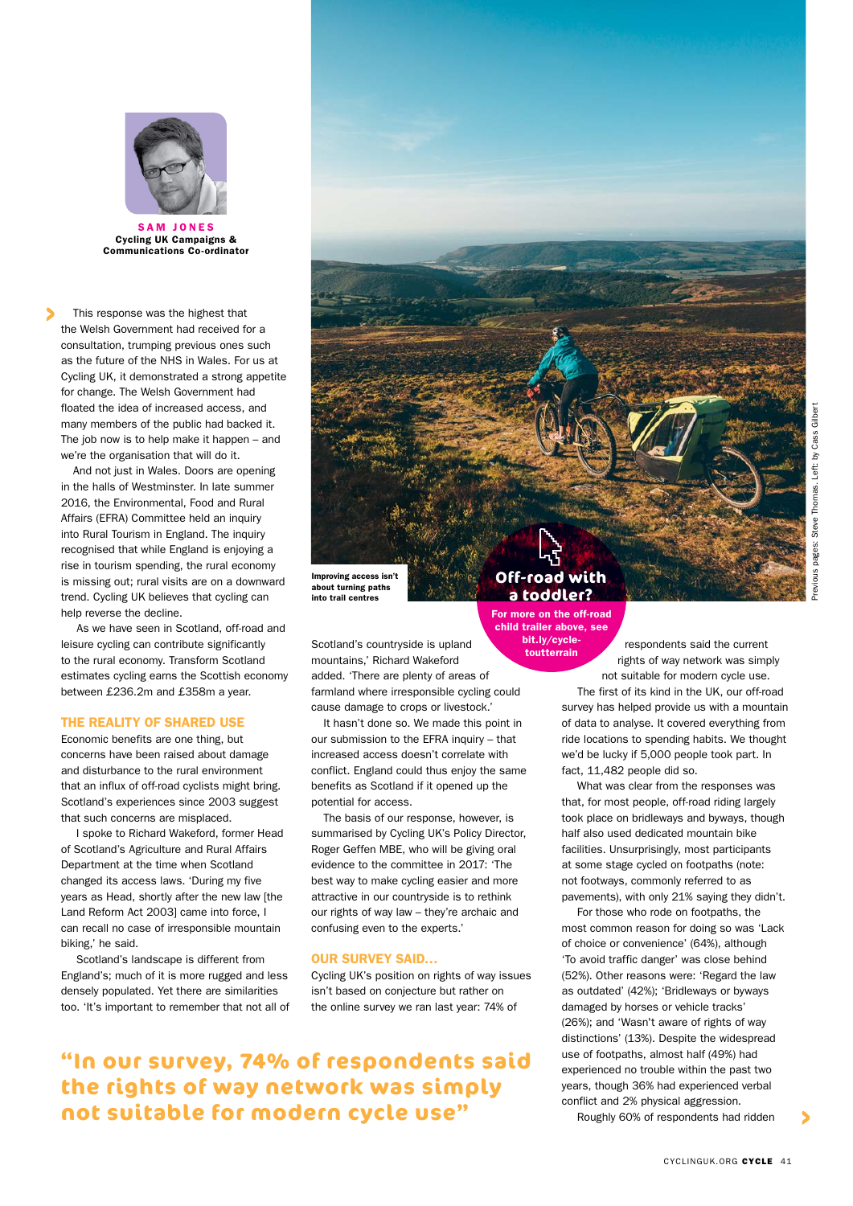**SAM JONES**
**Cycling UK Campaigns & Communications Co-ordinator**

This response was the highest that the Welsh Government had received for a consultation, trumping previous ones such as the future of the NHS in Wales. For us at Cycling UK, it demonstrated a strong appetite for change. The Welsh Government had floated the idea of increased access, and many members of the public had backed it. The job now is to help make it happen – and we're the organisation that will do it.

And not just in Wales. Doors are opening in the halls of Westminster. In late summer 2016, the Environmental, Food and Rural Affairs (EFRA) Committee held an inquiry into Rural Tourism in England. The inquiry recognised that while England is enjoying a rise in tourism spending, the rural economy is missing out; rural visits are on a downward trend. Cycling UK believes that cycling can help reverse the decline.

As we have seen in Scotland, off-road and leisure cycling can contribute significantly to the rural economy. Transform Scotland estimates cycling earns the Scottish economy between £236.2m and £358m a year.

### THE REALITY OF SHARED USE

Economic benefits are one thing, but concerns have been raised about damage and disturbance to the rural environment that an influx of off-road cyclists might bring. Scotland's experiences since 2003 suggest that such concerns are misplaced.

I spoke to Richard Wakeford, former Head of Scotland's Agriculture and Rural Affairs Department at the time when Scotland changed its access laws. 'During my five years as Head, shortly after the new law [the Land Reform Act 2003] came into force, I can recall no case of irresponsible mountain biking,' he said.

Scotland's landscape is different from England's; much of it is more rugged and less densely populated. Yet there are similarities too. 'It's important to remember that not all of Scotland's countryside is upland mountains,' Richard Wakeford added. 'There are plenty of areas of farmland where irresponsible cycling could cause damage to crops or livestock.'

It hasn't done so. We made this point in our submission to the EFRA inquiry – that increased access doesn't correlate with conflict. England could thus enjoy the same benefits as Scotland if it opened up the potential for access.

The basis of our response, however, is summarised by Cycling UK's Policy Director, Roger Geffen MBE, who will be giving oral evidence to the committee in 2017: 'The best way to make cycling easier and more attractive in our countryside is to rethink our rights of way law – they're archaic and confusing even to the experts.'

Improving access isn't about turning paths into trail centres

**Off-road with a toddler?**
**For more on the off-road child trailer above, see bit.ly/cycle-toutterrain**

### OUR SURVEY SAID...

Cycling UK's position on rights of way issues isn't based on conjecture but rather on the online survey we ran last year: 74% of respondents said the current rights of way network was simply not suitable for modern cycle use.

The first of its kind in the UK, our off-road survey has helped provide us with a mountain of data to analyse. It covered everything from ride locations to spending habits. We thought we'd be lucky if 5,000 people took part. In fact, 11,482 people did so.

What was clear from the responses was that, for most people, off-road riding largely took place on bridleways and byways, though half also used dedicated mountain bike facilities. Unsurprisingly, most participants at some stage cycled on footpaths (note: not footways, commonly referred to as pavements), with only 21% saying they didn't.

For those who rode on footpaths, the most common reason for doing so was 'Lack of choice or convenience' (64%), although 'To avoid traffic danger' was close behind (52%). Other reasons were: 'Regard the law as outdated' (42%); 'Bridleways or byways damaged by horses or vehicle tracks' (26%); and 'Wasn't aware of rights of way distinctions' (13%). Despite the widespread use of footpaths, almost half (49%) had experienced no trouble within the past two years, though 36% had experienced verbal conflict and 2% physical aggression.

Roughly 60% of respondents had ridden

**"In our survey, 74% of respondents said the rights of way network was simply not suitable for modern cycle use"**

Previous pages: Steve Thomas. Left: by Cass Gilbert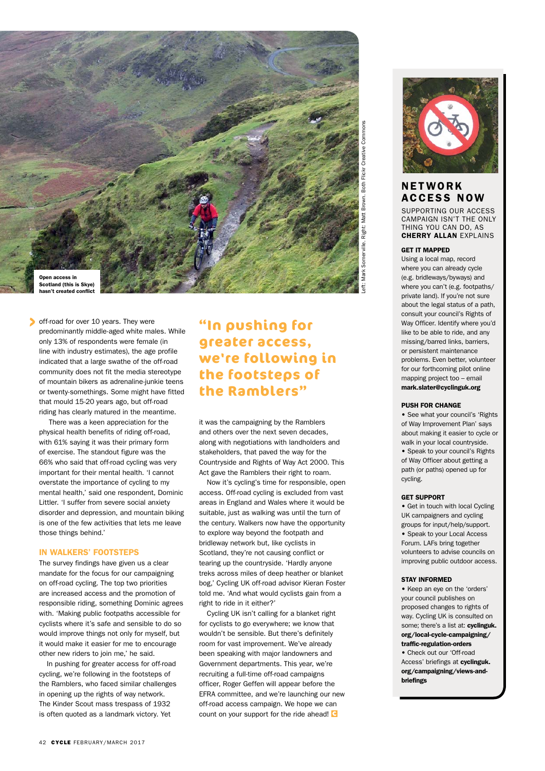Open access in Scotland (this is Skye) hasn't created conflict

Left: Mark Somerville. Right: Matt Brown. Both Flickr Creative Commons

off-road for over 10 years. They were predominantly middle-aged white males. While only 13% of respondents were female (in line with industry estimates), the age profile indicated that a large swathe of the off-road community does not fit the media stereotype of mountain bikers as adrenaline-junkie teens or twenty-somethings. Some might have fitted that mould 15-20 years ago, but off-road riding has clearly matured in the meantime.

There was a keen appreciation for the physical health benefits of riding off-road, with 61% saying it was their primary form of exercise. The standout figure was the 66% who said that off-road cycling was very important for their mental health. 'I cannot overstate the importance of cycling to my mental health,' said one respondent, Dominic Littler. 'I suffer from severe social anxiety disorder and depression, and mountain biking is one of the few activities that lets me leave those things behind.'

## IN WALKERS' FOOTSTEPS

The survey findings have given us a clear mandate for the focus for our campaigning on off-road cycling. The top two priorities are increased access and the promotion of responsible riding, something Dominic agrees with. 'Making public footpaths accessible for cyclists where it's safe and sensible to do so would improve things not only for myself, but it would make it easier for me to encourage other new riders to join me,' he said.

In pushing for greater access for off-road cycling, we're following in the footsteps of the Ramblers, who faced similar challenges in opening up the rights of way network. The Kinder Scout mass trespass of 1932 is often quoted as a landmark victory. Yet it was the campaigning by the Ramblers and others over the next seven decades, along with negotiations with landholders and stakeholders, that paved the way for the Countryside and Rights of Way Act 2000. This Act gave the Ramblers their right to roam.

> **"In pushing for greater access, we're following in the footsteps of the Ramblers"**

Now it's cycling's time for responsible, open access. Off-road cycling is excluded from vast areas in England and Wales where it would be suitable, just as walking was until the turn of the century. Walkers now have the opportunity to explore way beyond the footpath and bridleway network but, like cyclists in Scotland, they're not causing conflict or tearing up the countryside. 'Hardly anyone treks across miles of deep heather or blanket bog,' Cycling UK off-road advisor Kieran Foster told me. 'And what would cyclists gain from a right to ride in it either?'

Cycling UK isn't calling for a blanket right for cyclists to go everywhere; we know that wouldn't be sensible. But there's definitely room for vast improvement. We've already been speaking with major landowners and Government departments. This year, we're recruiting a full-time off-road campaigns officer, Roger Geffen will appear before the EFRA committee, and we're launching our new off-road access campaign. We hope we can count on your support for the ride ahead!

---

## NETWORK ACCESS NOW

SUPPORTING OUR ACCESS CAMPAIGN ISN'T THE ONLY THING YOU CAN DO, AS **CHERRY ALLAN** EXPLAINS

### GET IT MAPPED

Using a local map, record where you can already cycle (e.g. bridleways/byways) and where you can't (e.g. footpaths/private land). If you're not sure about the legal status of a path, consult your council's Rights of Way Officer. Identify where you'd like to be able to ride, and any missing/barred links, barriers, or persistent maintenance problems. Even better, volunteer for our forthcoming pilot online mapping project too – email **mark.slater@cyclinguk.org**

### PUSH FOR CHANGE

- See what your council's 'Rights of Way Improvement Plan' says about making it easier to cycle or walk in your local countryside.
- Speak to your council's Rights of Way Officer about getting a path (or paths) opened up for cycling.

### GET SUPPORT

- Get in touch with local Cycling UK campaigners and cycling groups for input/help/support.
- Speak to your Local Access Forum. LAFs bring together volunteers to advise councils on improving public outdoor access.

### STAY INFORMED

- Keep an eye on the 'orders' your council publishes on proposed changes to rights of way. Cycling UK is consulted on some; there's a list at: **cyclinguk.org/local-cycle-campaigning/traffic-regulation-orders**
- Check out our 'Off-road Access' briefings at **cyclinguk.org/campaigning/views-and-briefings**